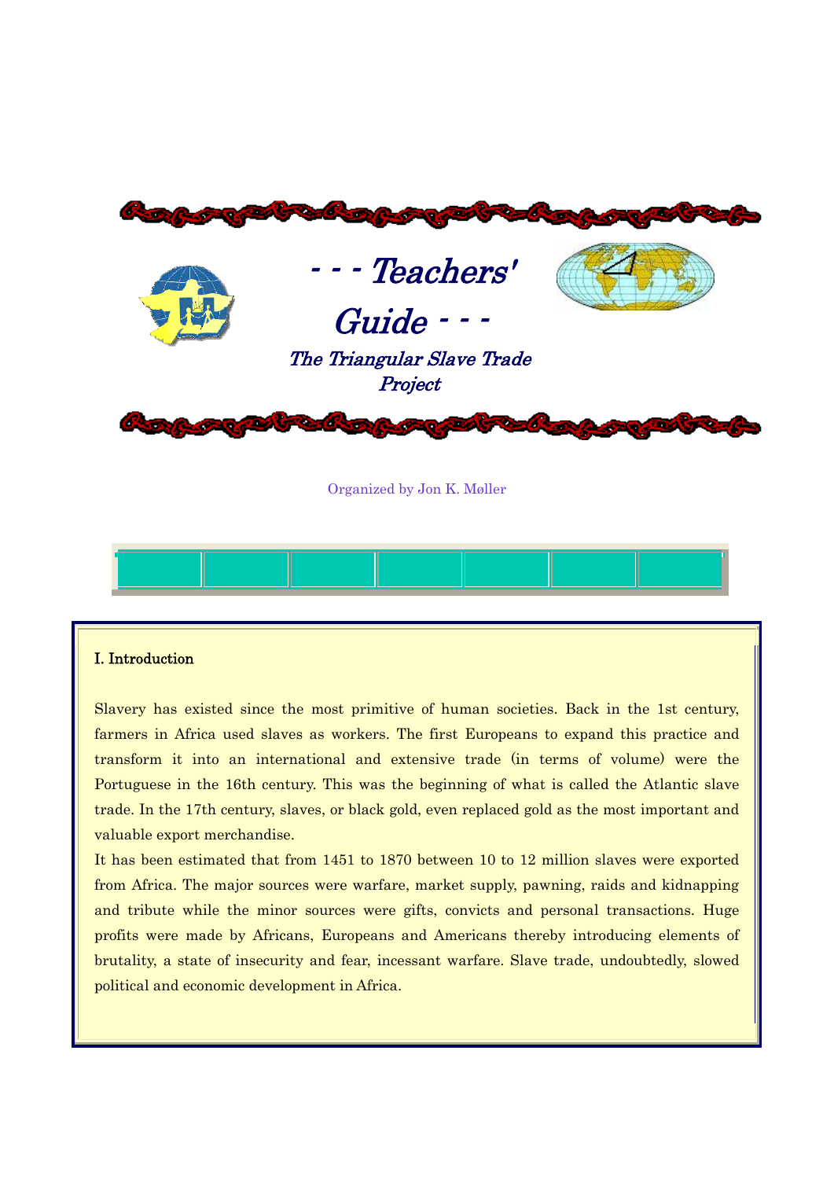# - - - Teachers' Guide - - -

## *The Triangular Slave Trade Project*

Organized by Jon K. Møller

**I. Introduction**

Slavery has existed since the most primitive of human societies. Back in the 1st century, farmers in Africa used slaves as workers. The first Europeans to expand this practice and transform it into an international and extensive trade (in terms of volume) were the Portuguese in the 16th century. This was the beginning of what is called the Atlantic slave trade. In the 17th century, slaves, or black gold, even replaced gold as the most important and valuable export merchandise.

It has been estimated that from 1451 to 1870 between 10 to 12 million slaves were exported from Africa. The major sources were warfare, market supply, pawning, raids and kidnapping and tribute while the minor sources were gifts, convicts and personal transactions. Huge profits were made by Africans, Europeans and Americans thereby introducing elements of brutality, a state of insecurity and fear, incessant warfare. Slave trade, undoubtedly, slowed political and economic development in Africa.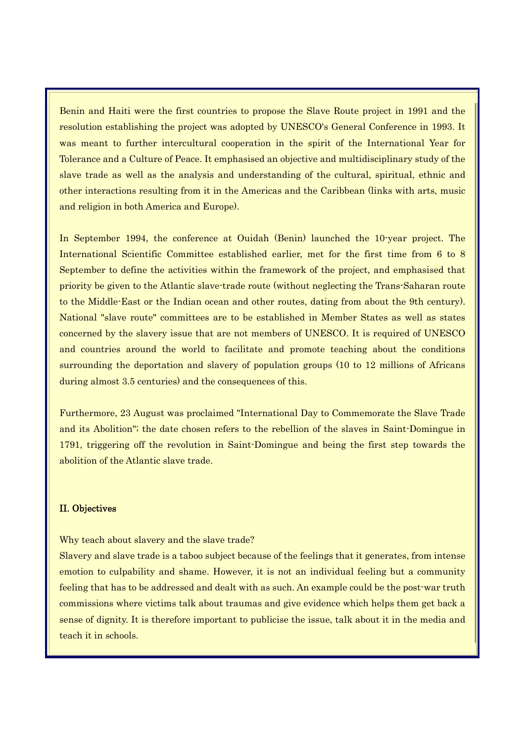Benin and Haiti were the first countries to propose the Slave Route project in 1991 and the resolution establishing the project was adopted by UNESCO's General Conference in 1993. It was meant to further intercultural cooperation in the spirit of the International Year for Tolerance and a Culture of Peace. It emphasised an objective and multidisciplinary study of the slave trade as well as the analysis and understanding of the cultural, spiritual, ethnic and other interactions resulting from it in the Americas and the Caribbean (links with arts, music and religion in both America and Europe).

In September 1994, the conference at Ouidah (Benin) launched the 10-year project. The International Scientific Committee established earlier, met for the first time from 6 to 8 September to define the activities within the framework of the project, and emphasised that priority be given to the Atlantic slave-trade route (without neglecting the Trans-Saharan route to the Middle-East or the Indian ocean and other routes, dating from about the 9th century). National "slave route" committees are to be established in Member States as well as states concerned by the slavery issue that are not members of UNESCO. It is required of UNESCO and countries around the world to facilitate and promote teaching about the conditions surrounding the deportation and slavery of population groups (10 to 12 millions of Africans during almost 3.5 centuries) and the consequences of this.

Furthermore, 23 August was proclaimed "International Day to Commemorate the Slave Trade and its Abolition"; the date chosen refers to the rebellion of the slaves in Saint-Domingue in 1791, triggering off the revolution in Saint-Domingue and being the first step towards the abolition of the Atlantic slave trade.

## II. Objectives

Why teach about slavery and the slave trade?

Slavery and slave trade is a taboo subject because of the feelings that it generates, from intense emotion to culpability and shame. However, it is not an individual feeling but a community feeling that has to be addressed and dealt with as such. An example could be the post-war truth commissions where victims talk about traumas and give evidence which helps them get back a sense of dignity. It is therefore important to publicise the issue, talk about it in the media and teach it in schools.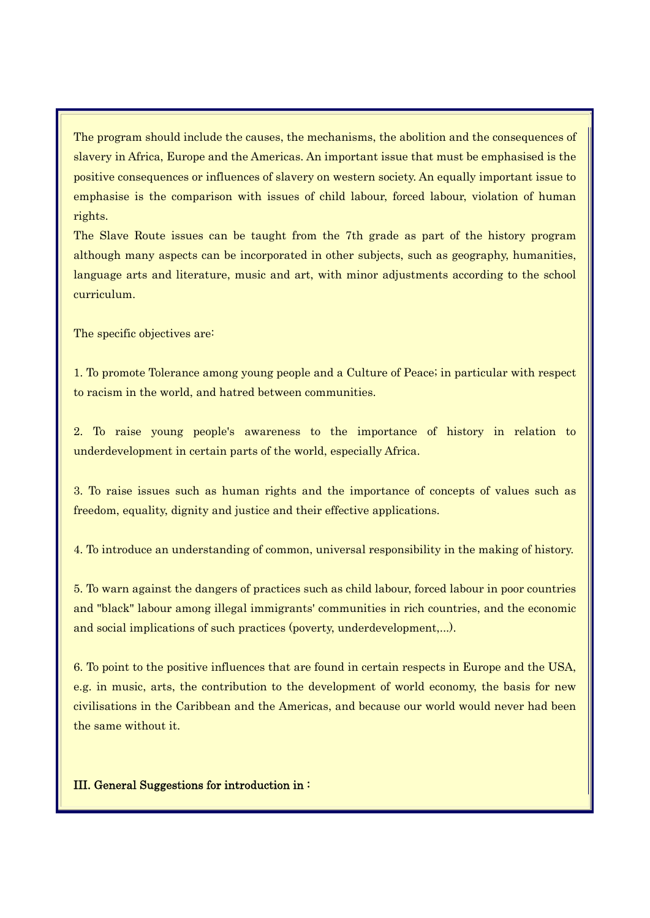The program should include the causes, the mechanisms, the abolition and the consequences of slavery in Africa, Europe and the Americas. An important issue that must be emphasised is the positive consequences or influences of slavery on western society. An equally important issue to emphasise is the comparison with issues of child labour, forced labour, violation of human rights.

The Slave Route issues can be taught from the 7th grade as part of the history program although many aspects can be incorporated in other subjects, such as geography, humanities, language arts and literature, music and art, with minor adjustments according to the school curriculum.

The specific objectives are:

1. To promote Tolerance among young people and a Culture of Peace; in particular with respect to racism in the world, and hatred between communities.

2. To raise young people's awareness to the importance of history in relation to underdevelopment in certain parts of the world, especially Africa.

3. To raise issues such as human rights and the importance of concepts of values such as freedom, equality, dignity and justice and their effective applications.

4. To introduce an understanding of common, universal responsibility in the making of history.

5. To warn against the dangers of practices such as child labour, forced labour in poor countries and "black" labour among illegal immigrants' communities in rich countries, and the economic and social implications of such practices (poverty, underdevelopment,...).

6. To point to the positive influences that are found in certain respects in Europe and the USA, e.g. in music, arts, the contribution to the development of world economy, the basis for new civilisations in the Caribbean and the Americas, and because our world would never had been the same without it.

**III. General Suggestions for introduction in :**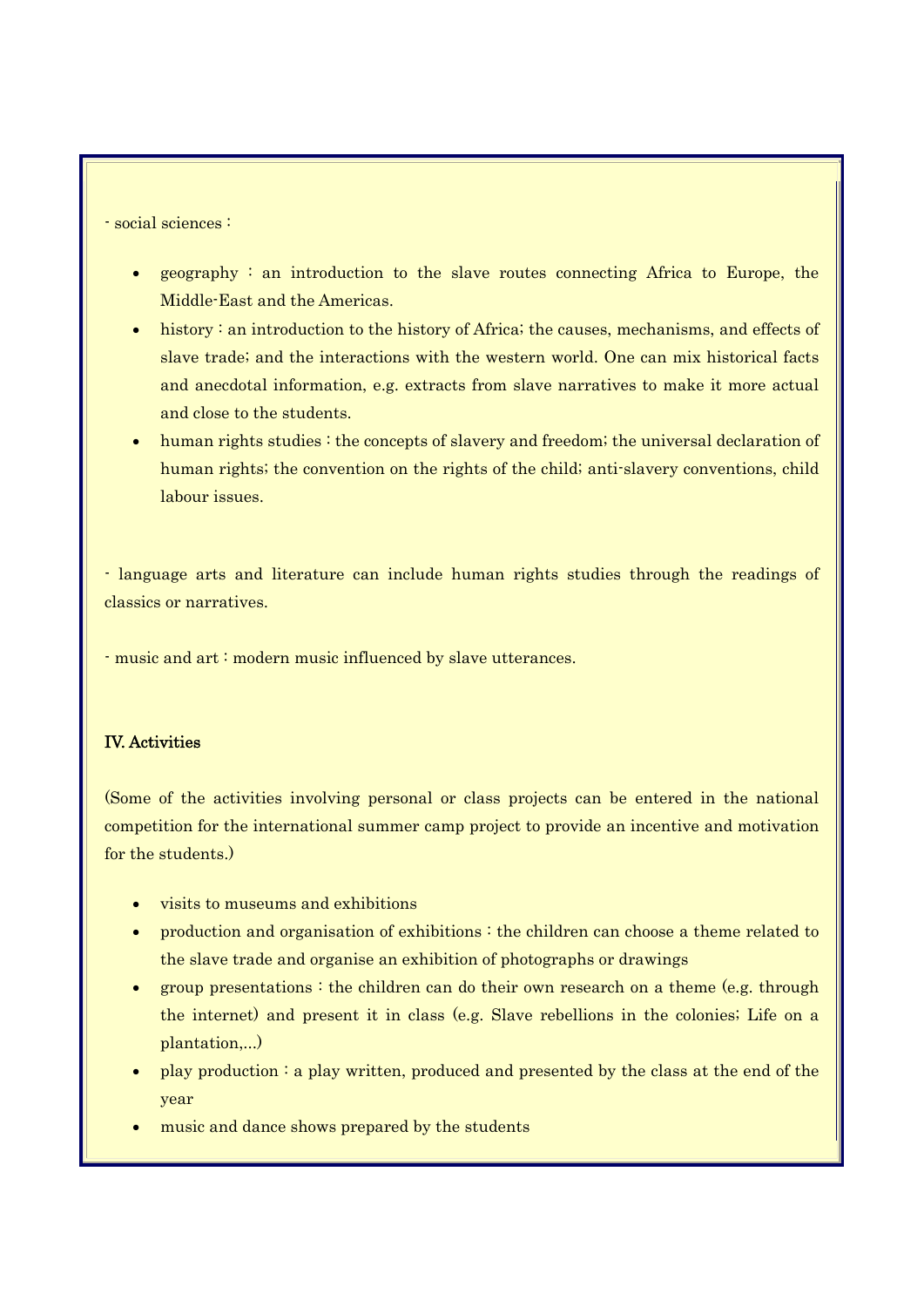- social sciences :

- geography : an introduction to the slave routes connecting Africa to Europe, the Middle-East and the Americas.
- history : an introduction to the history of Africa; the causes, mechanisms, and effects of slave trade; and the interactions with the western world. One can mix historical facts and anecdotal information, e.g. extracts from slave narratives to make it more actual and close to the students.
- human rights studies : the concepts of slavery and freedom; the universal declaration of human rights; the convention on the rights of the child; anti-slavery conventions, child labour issues.

- language arts and literature can include human rights studies through the readings of classics or narratives.

- music and art : modern music influenced by slave utterances.

**IV. Activities**

(Some of the activities involving personal or class projects can be entered in the national competition for the international summer camp project to provide an incentive and motivation for the students.)

- visits to museums and exhibitions
- production and organisation of exhibitions : the children can choose a theme related to the slave trade and organise an exhibition of photographs or drawings
- group presentations : the children can do their own research on a theme (e.g. through the internet) and present it in class (e.g. Slave rebellions in the colonies; Life on a plantation,...)
- play production : a play written, produced and presented by the class at the end of the year
- music and dance shows prepared by the students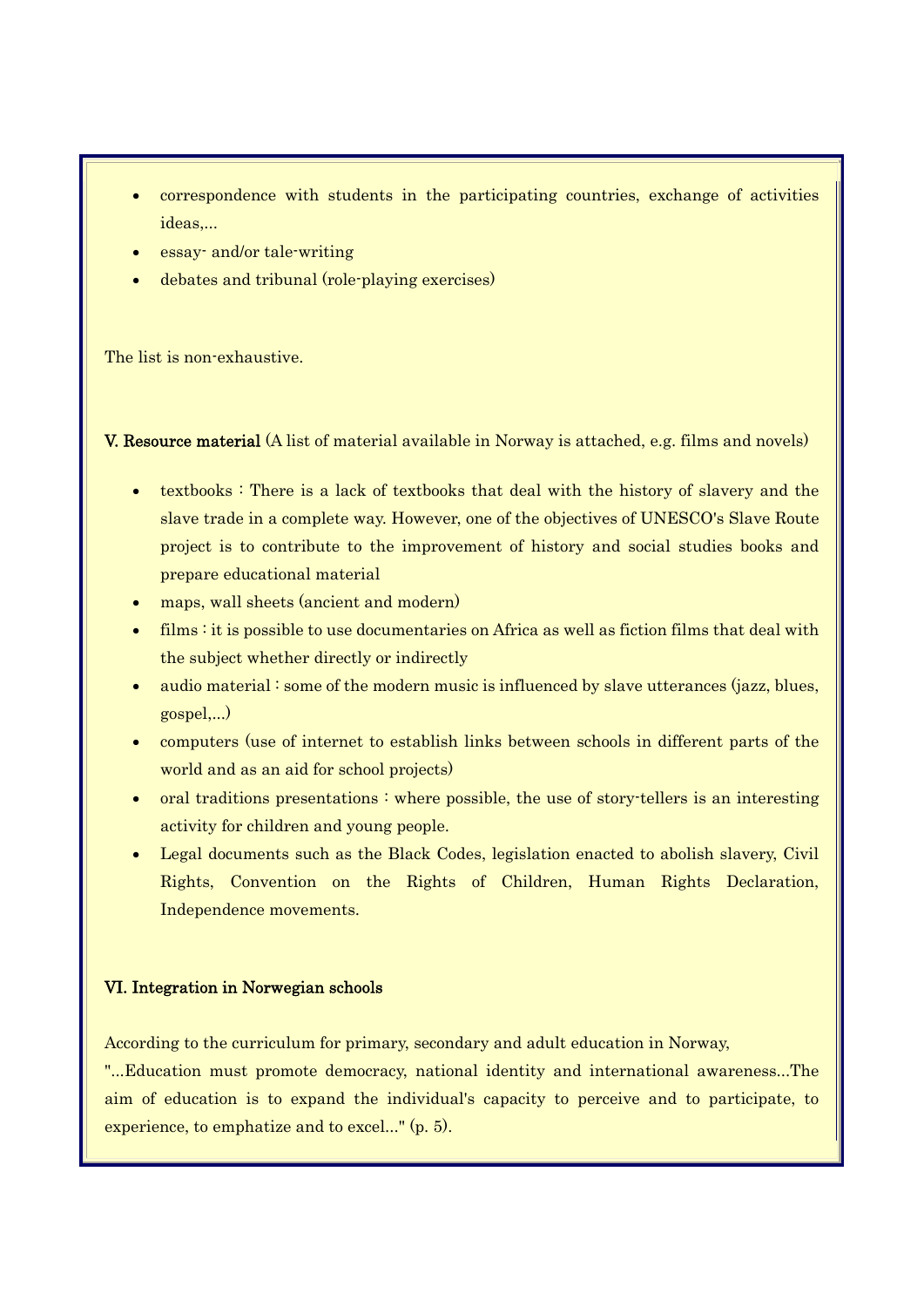- correspondence with students in the participating countries, exchange of activities ideas,...
- essay- and/or tale-writing
- debates and tribunal (role-playing exercises)

The list is non-exhaustive.

**V. Resource material** (A list of material available in Norway is attached, e.g. films and novels)

- textbooks : There is a lack of textbooks that deal with the history of slavery and the slave trade in a complete way. However, one of the objectives of UNESCO's Slave Route project is to contribute to the improvement of history and social studies books and prepare educational material
- maps, wall sheets (ancient and modern)
- films : it is possible to use documentaries on Africa as well as fiction films that deal with the subject whether directly or indirectly
- audio material : some of the modern music is influenced by slave utterances (jazz, blues, gospel,...)
- computers (use of internet to establish links between schools in different parts of the world and as an aid for school projects)
- oral traditions presentations : where possible, the use of story-tellers is an interesting activity for children and young people.
- Legal documents such as the Black Codes, legislation enacted to abolish slavery, Civil Rights, Convention on the Rights of Children, Human Rights Declaration, Independence movements.

**VI. Integration in Norwegian schools**

According to the curriculum for primary, secondary and adult education in Norway,
"...Education must promote democracy, national identity and international awareness...The aim of education is to expand the individual's capacity to perceive and to participate, to experience, to emphatize and to excel..." (p. 5).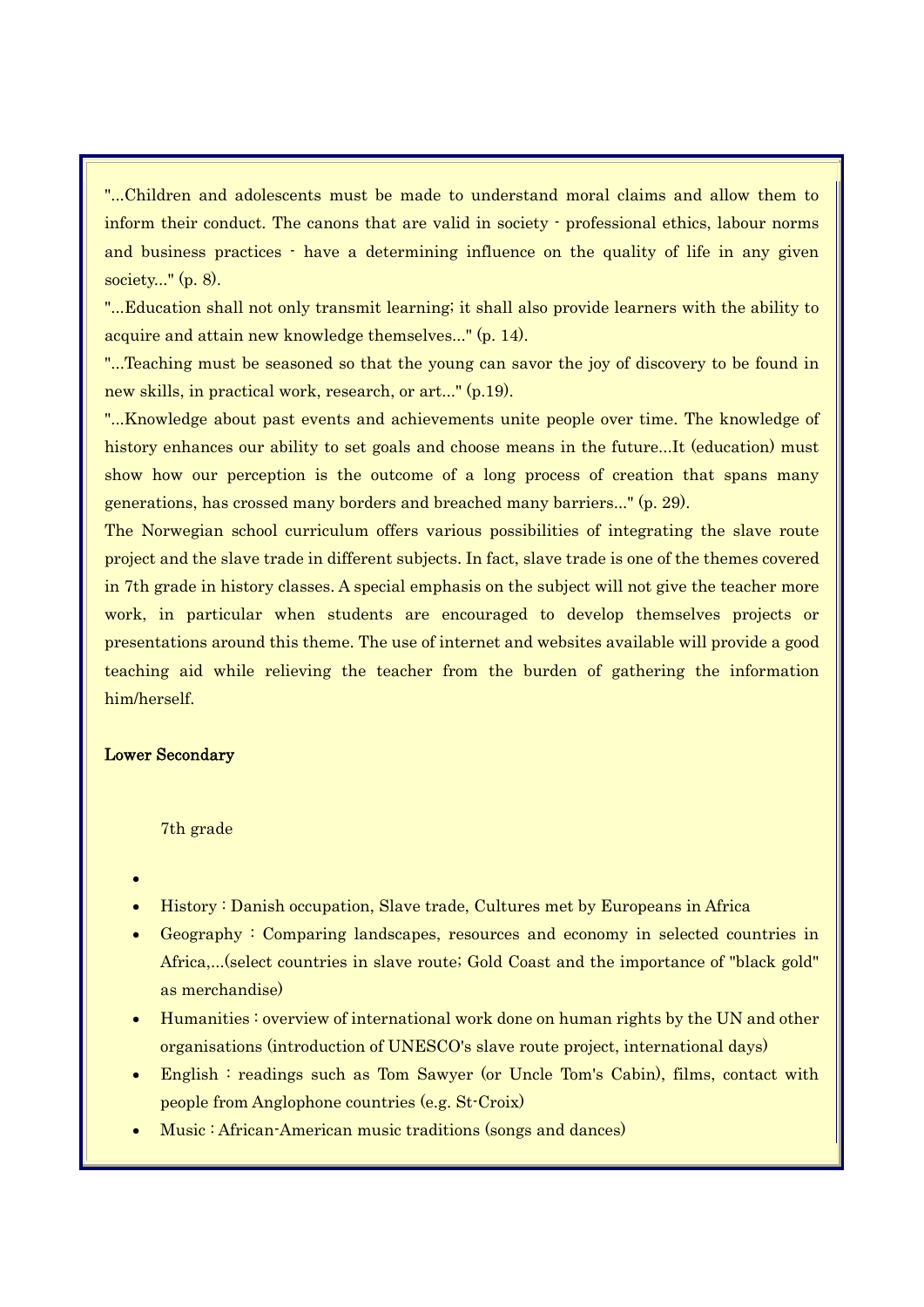"...Children and adolescents must be made to understand moral claims and allow them to inform their conduct. The canons that are valid in society - professional ethics, labour norms and business practices - have a determining influence on the quality of life in any given society..." (p. 8).

"...Education shall not only transmit learning; it shall also provide learners with the ability to acquire and attain new knowledge themselves..." (p. 14).

"...Teaching must be seasoned so that the young can savor the joy of discovery to be found in new skills, in practical work, research, or art..." (p.19).

"...Knowledge about past events and achievements unite people over time. The knowledge of history enhances our ability to set goals and choose means in the future...It (education) must show how our perception is the outcome of a long process of creation that spans many generations, has crossed many borders and breached many barriers..." (p. 29).

The Norwegian school curriculum offers various possibilities of integrating the slave route project and the slave trade in different subjects. In fact, slave trade is one of the themes covered in 7th grade in history classes. A special emphasis on the subject will not give the teacher more work, in particular when students are encouraged to develop themselves projects or presentations around this theme. The use of internet and websites available will provide a good teaching aid while relieving the teacher from the burden of gathering the information him/herself.

## Lower Secondary

7th grade

- History : Danish occupation, Slave trade, Cultures met by Europeans in Africa
- Geography : Comparing landscapes, resources and economy in selected countries in Africa,...(select countries in slave route; Gold Coast and the importance of "black gold" as merchandise)
- Humanities : overview of international work done on human rights by the UN and other organisations (introduction of UNESCO's slave route project, international days)
- English : readings such as Tom Sawyer (or Uncle Tom's Cabin), films, contact with people from Anglophone countries (e.g. St-Croix)
- Music : African-American music traditions (songs and dances)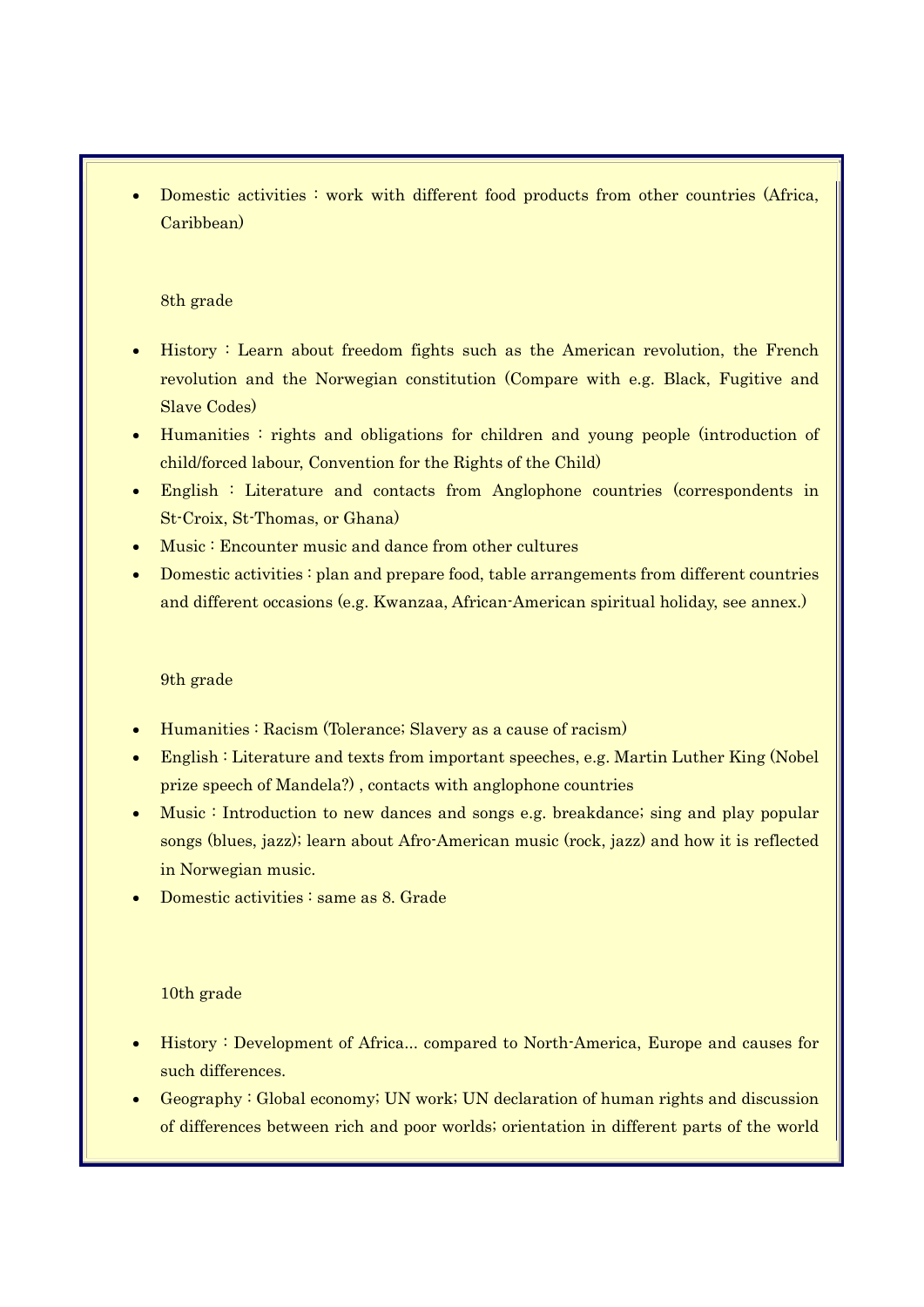- Domestic activities : work with different food products from other countries (Africa, Caribbean)

8th grade

- History : Learn about freedom fights such as the American revolution, the French revolution and the Norwegian constitution (Compare with e.g. Black, Fugitive and Slave Codes)
- Humanities : rights and obligations for children and young people (introduction of child/forced labour, Convention for the Rights of the Child)
- English : Literature and contacts from Anglophone countries (correspondents in St-Croix, St-Thomas, or Ghana)
- Music : Encounter music and dance from other cultures
- Domestic activities : plan and prepare food, table arrangements from different countries and different occasions (e.g. Kwanzaa, African-American spiritual holiday, see annex.)

9th grade

- Humanities : Racism (Tolerance; Slavery as a cause of racism)
- English : Literature and texts from important speeches, e.g. Martin Luther King (Nobel prize speech of Mandela?) , contacts with anglophone countries
- Music : Introduction to new dances and songs e.g. breakdance; sing and play popular songs (blues, jazz); learn about Afro-American music (rock, jazz) and how it is reflected in Norwegian music.
- Domestic activities : same as 8. Grade

10th grade

- History : Development of Africa… compared to North-America, Europe and causes for such differences.
- Geography : Global economy; UN work; UN declaration of human rights and discussion of differences between rich and poor worlds; orientation in different parts of the world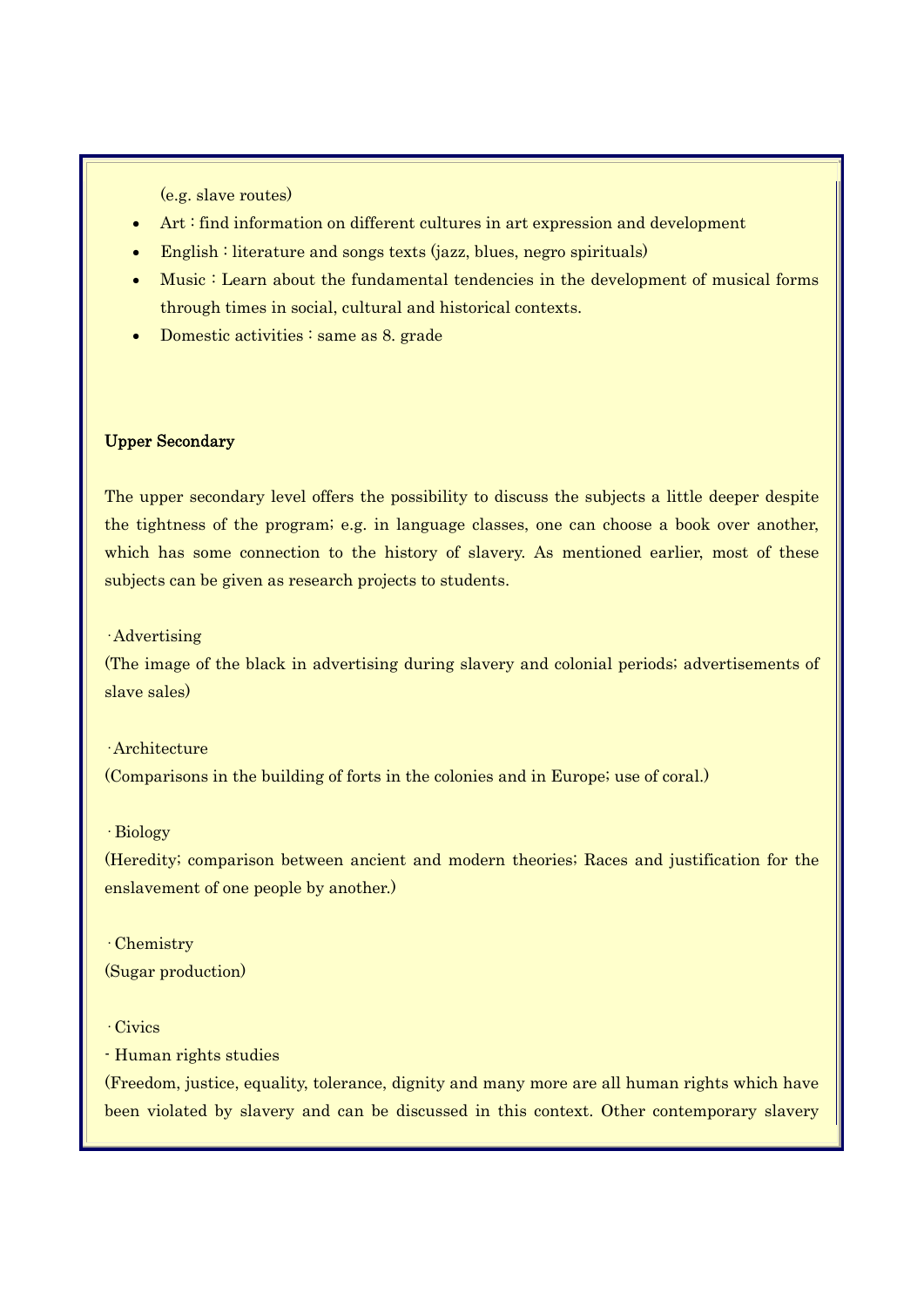(e.g. slave routes)

- Art : find information on different cultures in art expression and development
- English : literature and songs texts (jazz, blues, negro spirituals)
- Music : Learn about the fundamental tendencies in the development of musical forms through times in social, cultural and historical contexts.
- Domestic activities : same as 8. grade

**Upper Secondary**

The upper secondary level offers the possibility to discuss the subjects a little deeper despite the tightness of the program; e.g. in language classes, one can choose a book over another, which has some connection to the history of slavery. As mentioned earlier, most of these subjects can be given as research projects to students.

· Advertising
(The image of the black in advertising during slavery and colonial periods; advertisements of slave sales)

· Architecture
(Comparisons in the building of forts in the colonies and in Europe; use of coral.)

· Biology
(Heredity; comparison between ancient and modern theories; Races and justification for the enslavement of one people by another.)

· Chemistry
(Sugar production)

· Civics
- Human rights studies
(Freedom, justice, equality, tolerance, dignity and many more are all human rights which have been violated by slavery and can be discussed in this context. Other contemporary slavery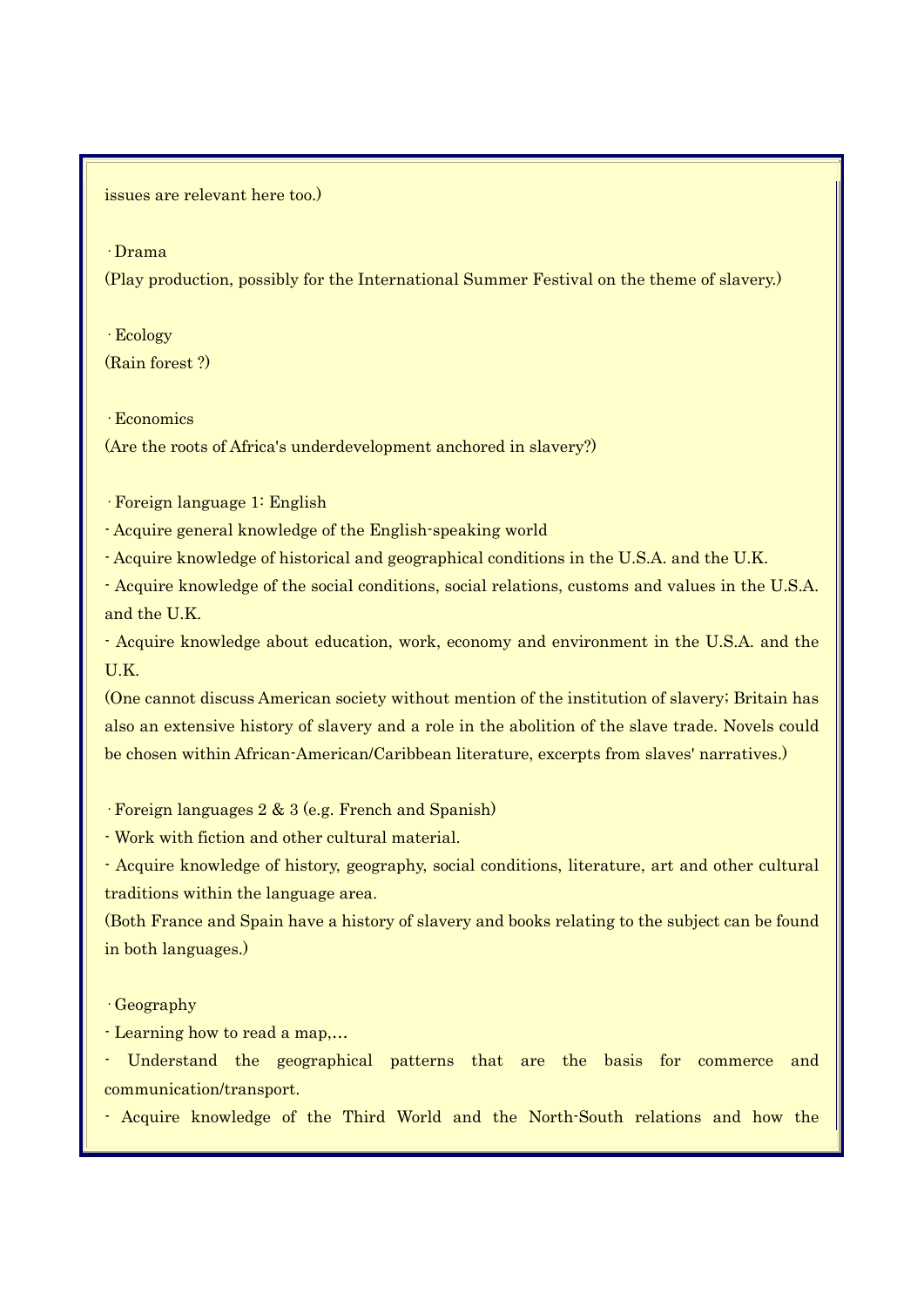issues are relevant here too.)

· Drama
(Play production, possibly for the International Summer Festival on the theme of slavery.)

· Ecology
(Rain forest ?)

· Economics
(Are the roots of Africa's underdevelopment anchored in slavery?)

· Foreign language 1: English
- Acquire general knowledge of the English-speaking world
- Acquire knowledge of historical and geographical conditions in the U.S.A. and the U.K.
- Acquire knowledge of the social conditions, social relations, customs and values in the U.S.A. and the U.K.
- Acquire knowledge about education, work, economy and environment in the U.S.A. and the U.K.
(One cannot discuss American society without mention of the institution of slavery; Britain has also an extensive history of slavery and a role in the abolition of the slave trade. Novels could be chosen within African-American/Caribbean literature, excerpts from slaves' narratives.)

· Foreign languages 2 & 3 (e.g. French and Spanish)
- Work with fiction and other cultural material.
- Acquire knowledge of history, geography, social conditions, literature, art and other cultural traditions within the language area.
(Both France and Spain have a history of slavery and books relating to the subject can be found in both languages.)

· Geography
- Learning how to read a map,…
- Understand the geographical patterns that are the basis for commerce and communication/transport.
- Acquire knowledge of the Third World and the North-South relations and how the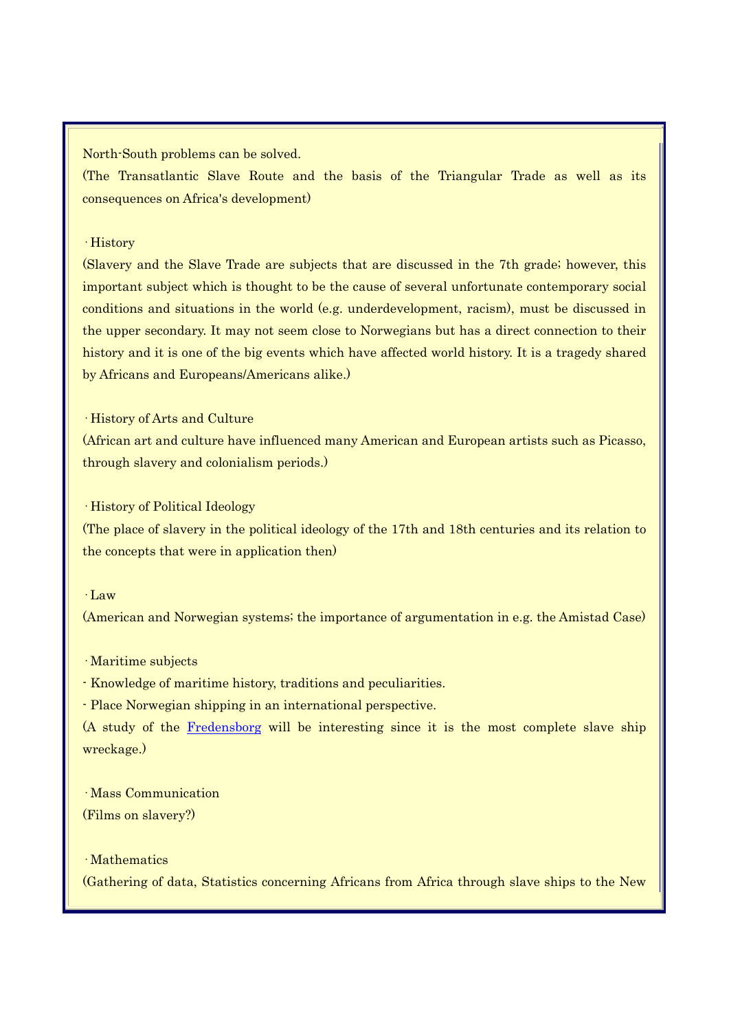North-South problems can be solved.
(The Transatlantic Slave Route and the basis of the Triangular Trade as well as its consequences on Africa's development)

· History
(Slavery and the Slave Trade are subjects that are discussed in the 7th grade; however, this important subject which is thought to be the cause of several unfortunate contemporary social conditions and situations in the world (e.g. underdevelopment, racism), must be discussed in the upper secondary. It may not seem close to Norwegians but has a direct connection to their history and it is one of the big events which have affected world history. It is a tragedy shared by Africans and Europeans/Americans alike.)

· History of Arts and Culture
(African art and culture have influenced many American and European artists such as Picasso, through slavery and colonialism periods.)

· History of Political Ideology
(The place of slavery in the political ideology of the 17th and 18th centuries and its relation to the concepts that were in application then)

· Law
(American and Norwegian systems; the importance of argumentation in e.g. the Amistad Case)

· Maritime subjects
- Knowledge of maritime history, traditions and peculiarities.
- Place Norwegian shipping in an international perspective.

(A study of the Fredensborg will be interesting since it is the most complete slave ship wreckage.)

· Mass Communication
(Films on slavery?)

· Mathematics
(Gathering of data, Statistics concerning Africans from Africa through slave ships to the New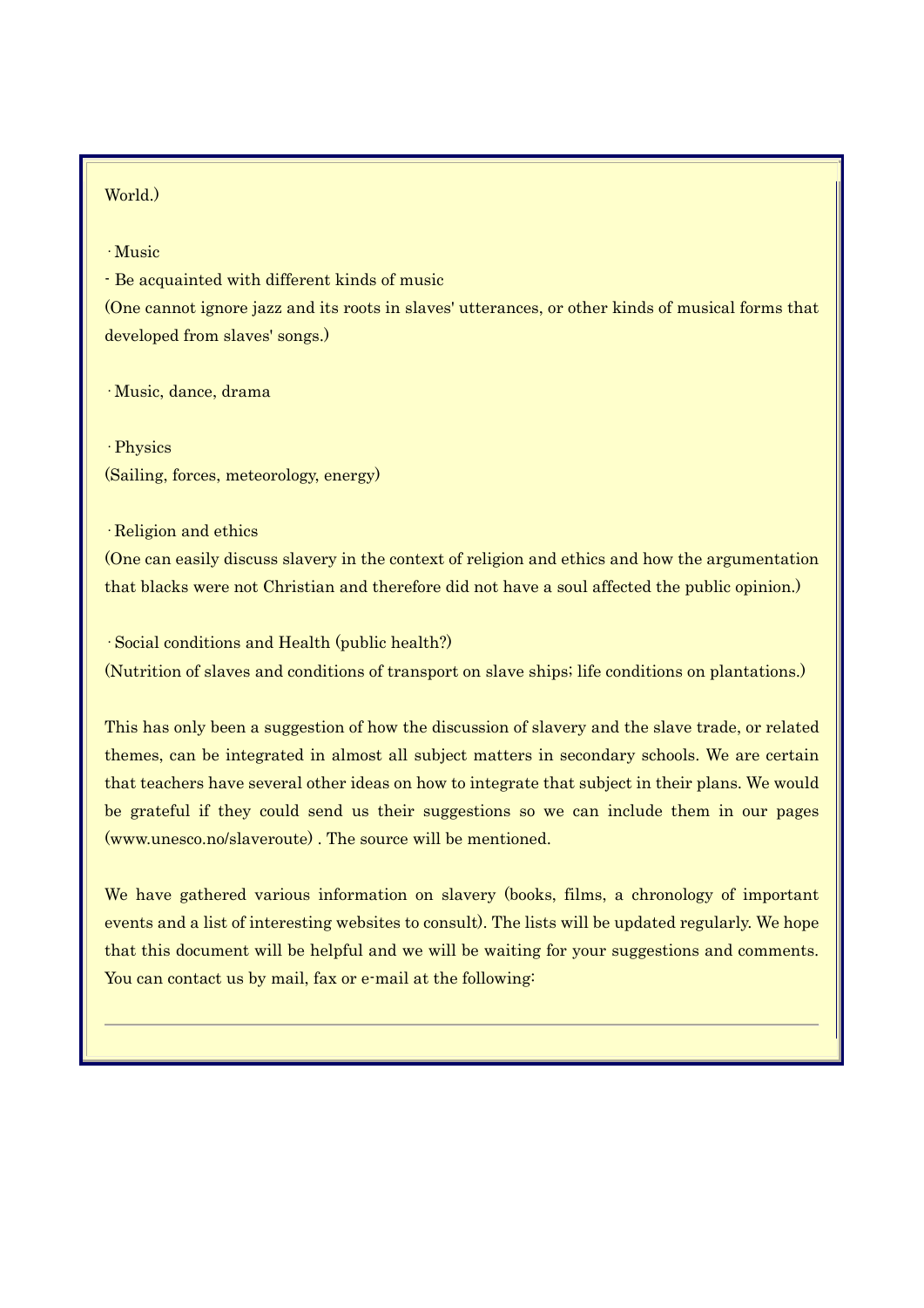World.)

· Music

- Be acquainted with different kinds of music

(One cannot ignore jazz and its roots in slaves' utterances, or other kinds of musical forms that developed from slaves' songs.)

· Music, dance, drama

· Physics

(Sailing, forces, meteorology, energy)

· Religion and ethics

(One can easily discuss slavery in the context of religion and ethics and how the argumentation that blacks were not Christian and therefore did not have a soul affected the public opinion.)

· Social conditions and Health (public health?)

(Nutrition of slaves and conditions of transport on slave ships; life conditions on plantations.)

This has only been a suggestion of how the discussion of slavery and the slave trade, or related themes, can be integrated in almost all subject matters in secondary schools. We are certain that teachers have several other ideas on how to integrate that subject in their plans. We would be grateful if they could send us their suggestions so we can include them in our pages (www.unesco.no/slaveroute) . The source will be mentioned.

We have gathered various information on slavery (books, films, a chronology of important events and a list of interesting websites to consult). The lists will be updated regularly. We hope that this document will be helpful and we will be waiting for your suggestions and comments. You can contact us by mail, fax or e-mail at the following:

---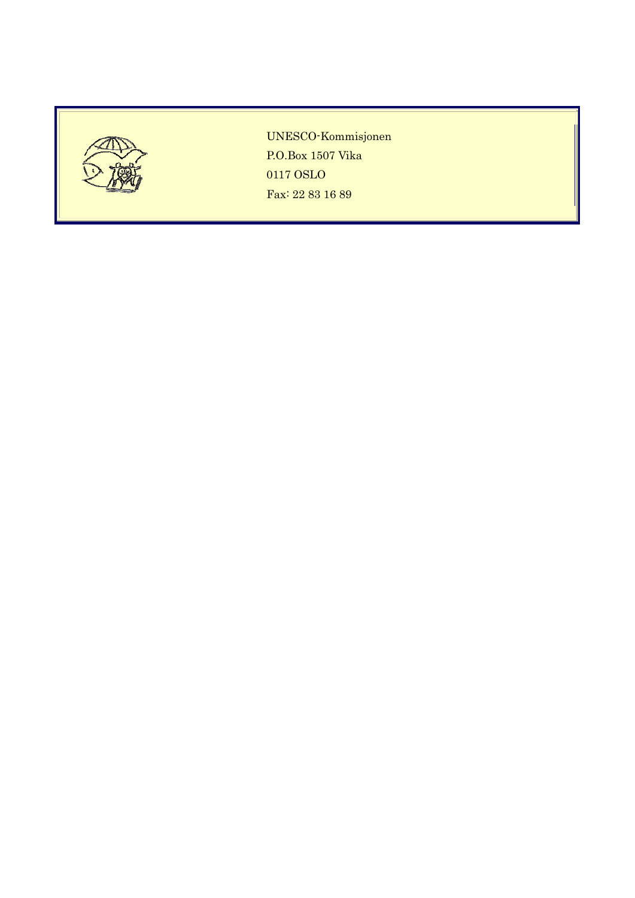UNESCO-Kommisjonen

P.O.Box 1507 Vika

0117 OSLO

Fax: 22 83 16 89